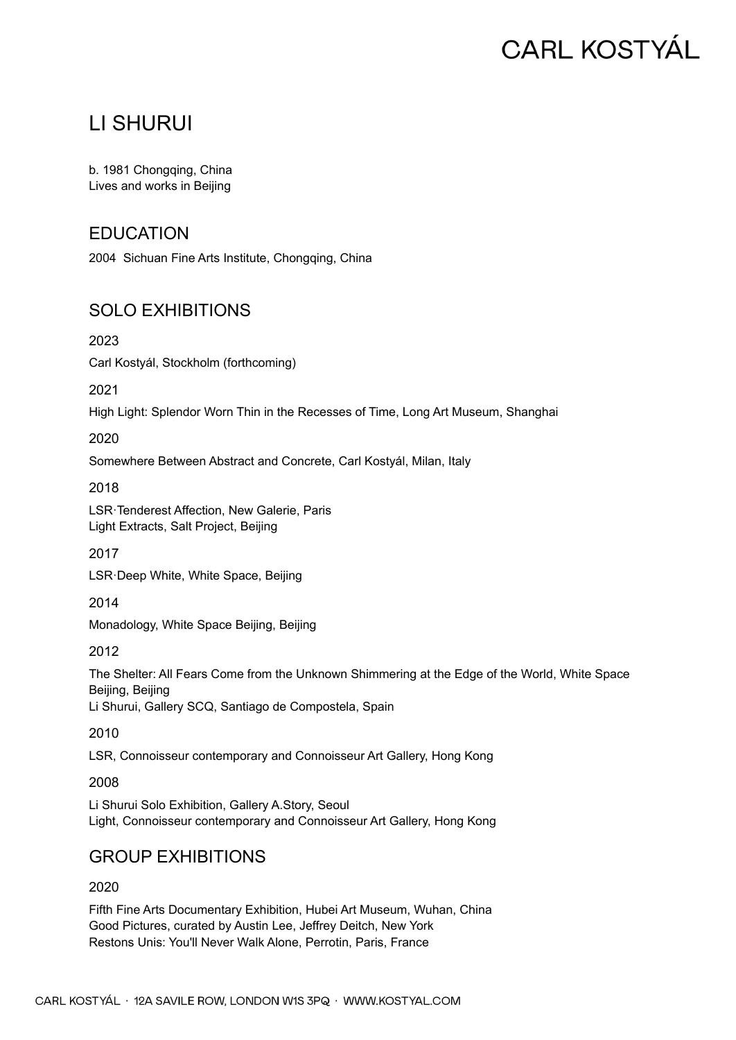# LI SHURUI

b. 1981 Chongqing, China
Lives and works in Beijing

## EDUCATION

2004 Sichuan Fine Arts Institute, Chongqing, China

## SOLO EXHIBITIONS

2023

Carl Kostyál, Stockholm (forthcoming)

2021

High Light: Splendor Worn Thin in the Recesses of Time, Long Art Museum, Shanghai

2020

Somewhere Between Abstract and Concrete, Carl Kostyál, Milan, Italy

2018

LSR·Tenderest Affection, New Galerie, Paris
Light Extracts, Salt Project, Beijing

2017

LSR·Deep White, White Space, Beijing

2014

Monadology, White Space Beijing, Beijing

2012

The Shelter: All Fears Come from the Unknown Shimmering at the Edge of the World, White Space Beijing, Beijing
Li Shurui, Gallery SCQ, Santiago de Compostela, Spain

2010

LSR, Connoisseur contemporary and Connoisseur Art Gallery, Hong Kong

2008

Li Shurui Solo Exhibition, Gallery A.Story, Seoul
Light, Connoisseur contemporary and Connoisseur Art Gallery, Hong Kong

## GROUP EXHIBITIONS

2020

Fifth Fine Arts Documentary Exhibition, Hubei Art Museum, Wuhan, China
Good Pictures, curated by Austin Lee, Jeffrey Deitch, New York
Restons Unis: You'll Never Walk Alone, Perrotin, Paris, France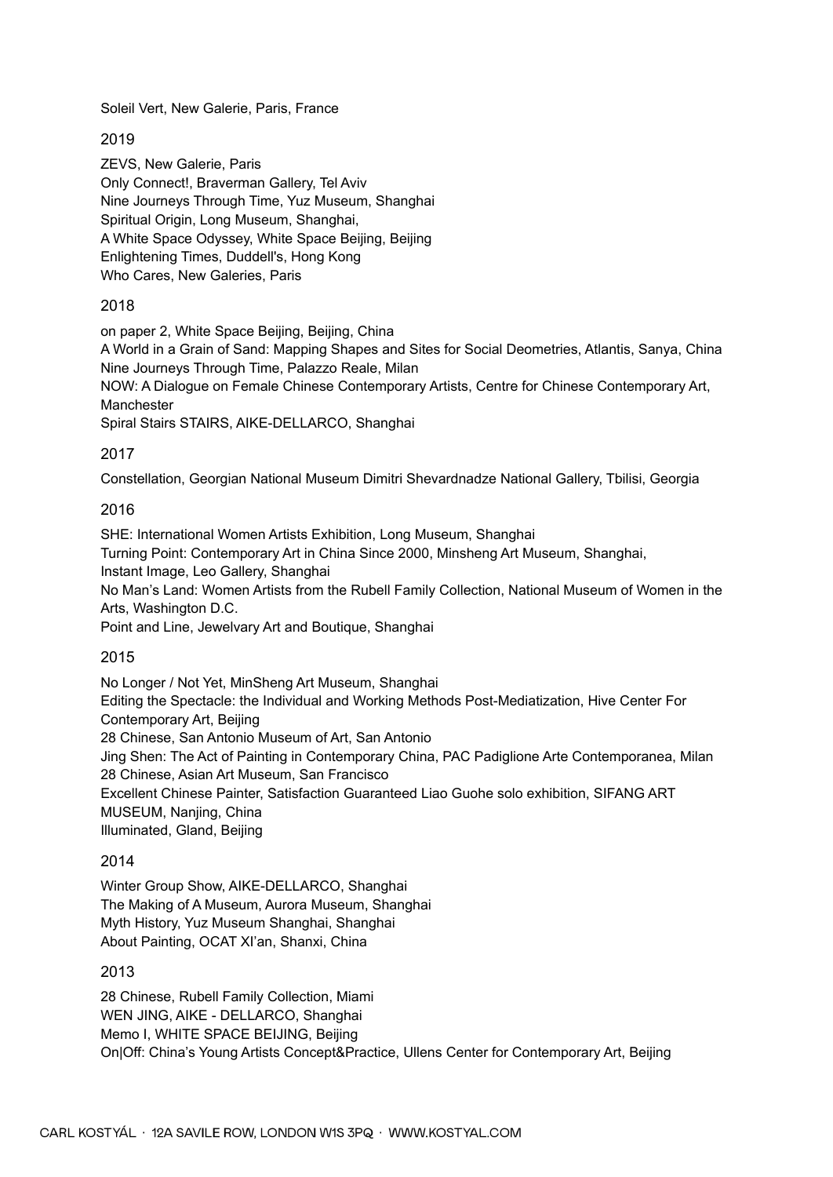Soleil Vert, New Galerie, Paris, France

## 2019

ZEVS, New Galerie, Paris
Only Connect!, Braverman Gallery, Tel Aviv
Nine Journeys Through Time, Yuz Museum, Shanghai
Spiritual Origin, Long Museum, Shanghai,
A White Space Odyssey, White Space Beijing, Beijing
Enlightening Times, Duddell's, Hong Kong
Who Cares, New Galeries, Paris

## 2018

on paper 2, White Space Beijing, Beijing, China
A World in a Grain of Sand: Mapping Shapes and Sites for Social Deometries, Atlantis, Sanya, China
Nine Journeys Through Time, Palazzo Reale, Milan
NOW: A Dialogue on Female Chinese Contemporary Artists, Centre for Chinese Contemporary Art, Manchester
Spiral Stairs STAIRS, AIKE-DELLARCO, Shanghai

## 2017

Constellation, Georgian National Museum Dimitri Shevardnadze National Gallery, Tbilisi, Georgia

## 2016

SHE: International Women Artists Exhibition, Long Museum, Shanghai
Turning Point: Contemporary Art in China Since 2000, Minsheng Art Museum, Shanghai,
Instant Image, Leo Gallery, Shanghai
No Man's Land: Women Artists from the Rubell Family Collection, National Museum of Women in the Arts, Washington D.C.
Point and Line, Jewelvary Art and Boutique, Shanghai

## 2015

No Longer / Not Yet, MinSheng Art Museum, Shanghai
Editing the Spectacle: the Individual and Working Methods Post-Mediatization, Hive Center For Contemporary Art, Beijing
28 Chinese, San Antonio Museum of Art, San Antonio
Jing Shen: The Act of Painting in Contemporary China, PAC Padiglione Arte Contemporanea, Milan
28 Chinese, Asian Art Museum, San Francisco
Excellent Chinese Painter, Satisfaction Guaranteed Liao Guohe solo exhibition, SIFANG ART MUSEUM, Nanjing, China
Illuminated, Gland, Beijing

## 2014

Winter Group Show, AIKE-DELLARCO, Shanghai
The Making of A Museum, Aurora Museum, Shanghai
Myth History, Yuz Museum Shanghai, Shanghai
About Painting, OCAT XI'an, Shanxi, China

## 2013

28 Chinese, Rubell Family Collection, Miami
WEN JING, AIKE - DELLARCO, Shanghai
Memo I, WHITE SPACE BEIJING, Beijing
On|Off: China's Young Artists Concept&Practice, Ullens Center for Contemporary Art, Beijing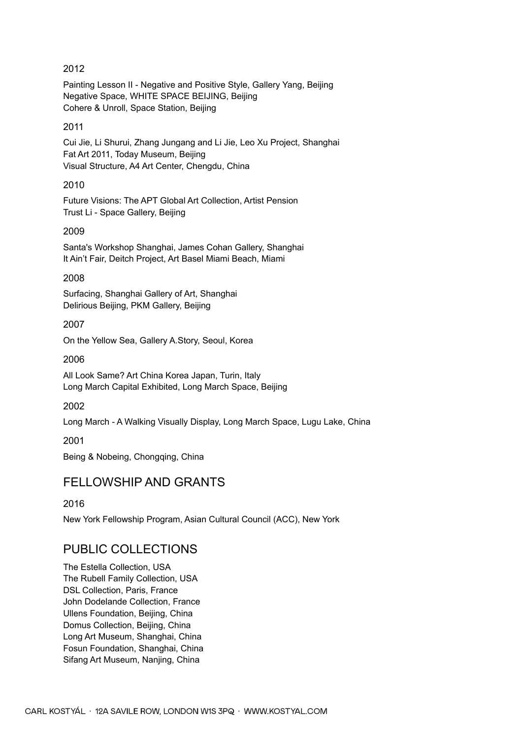2012

Painting Lesson II - Negative and Positive Style, Gallery Yang, Beijing
Negative Space, WHITE SPACE BEIJING, Beijing
Cohere & Unroll, Space Station, Beijing

2011

Cui Jie, Li Shurui, Zhang Jungang and Li Jie, Leo Xu Project, Shanghai
Fat Art 2011, Today Museum, Beijing
Visual Structure, A4 Art Center, Chengdu, China

2010

Future Visions: The APT Global Art Collection, Artist Pension
Trust Li - Space Gallery, Beijing

2009

Santa's Workshop Shanghai, James Cohan Gallery, Shanghai
It Ain't Fair, Deitch Project, Art Basel Miami Beach, Miami

2008

Surfacing, Shanghai Gallery of Art, Shanghai
Delirious Beijing, PKM Gallery, Beijing

2007

On the Yellow Sea, Gallery A.Story, Seoul, Korea

2006

All Look Same? Art China Korea Japan, Turin, Italy
Long March Capital Exhibited, Long March Space, Beijing

2002

Long March - A Walking Visually Display, Long March Space, Lugu Lake, China

2001

Being & Nobeing, Chongqing, China

## FELLOWSHIP AND GRANTS

2016

New York Fellowship Program, Asian Cultural Council (ACC), New York

## PUBLIC COLLECTIONS

The Estella Collection, USA
The Rubell Family Collection, USA
DSL Collection, Paris, France
John Dodelande Collection, France
Ullens Foundation, Beijing, China
Domus Collection, Beijing, China
Long Art Museum, Shanghai, China
Fosun Foundation, Shanghai, China
Sifang Art Museum, Nanjing, China